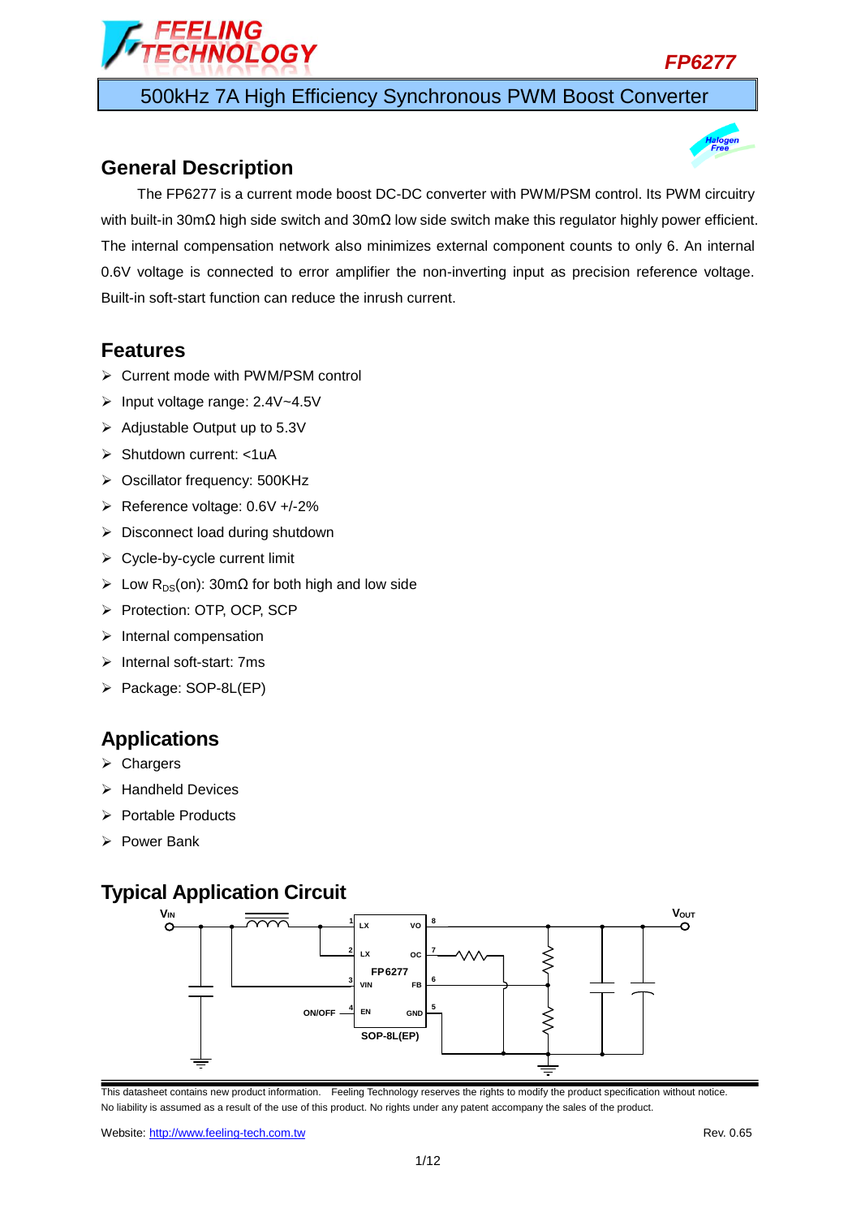# FP6277

## 500kHz 7A High Efficiency Synchronous PWM Boost Converter

## General Description

The FP6277 is a current mode boost DC-DC converter with PWM/PSM control. Its PWM circuitry with built-in 30mΩ high side switch and 30mΩ low side switch make this regulator highly power efficient. The internal compensation network also minimizes external component counts to only 6. An internal 0.6V voltage is connected to error amplifier the non-inverting input as precision reference voltage. Built-in soft-start function can reduce the inrush current.

## Features

- Current mode with PWM/PSM control
- Input voltage range: 2.4V~4.5V
- Adjustable Output up to 5.3V
- Shutdown current: <1uA
- Oscillator frequency: 500KHz
- Reference voltage: 0.6V +/-2%
- Disconnect load during shutdown
- Cycle-by-cycle current limit
- Low $R_{DS}$(on): 30mΩ for both high and low side
- Protection: OTP, OCP, SCP
- Internal compensation
- Internal soft-start: 7ms
- Package: SOP-8L(EP)

## Applications

- Chargers
- Handheld Devices
- Portable Products
- Power Bank

## Typical Application Circuit

$V_{IN}$ — 1 LX, 2 LX, 3 VIN, 4 EN (ON/OFF) — FP6277 — 8 VO, 7 OC, 6 FB, 5 GND — $V_{OUT}$

SOP-8L(EP)

This datasheet contains new product information. Feeling Technology reserves the rights to modify the product specification without notice. No liability is assumed as a result of the use of this product. No rights under any patent accompany the sales of the product.

Website: http://www.feeling-tech.com.tw

Rev. 0.65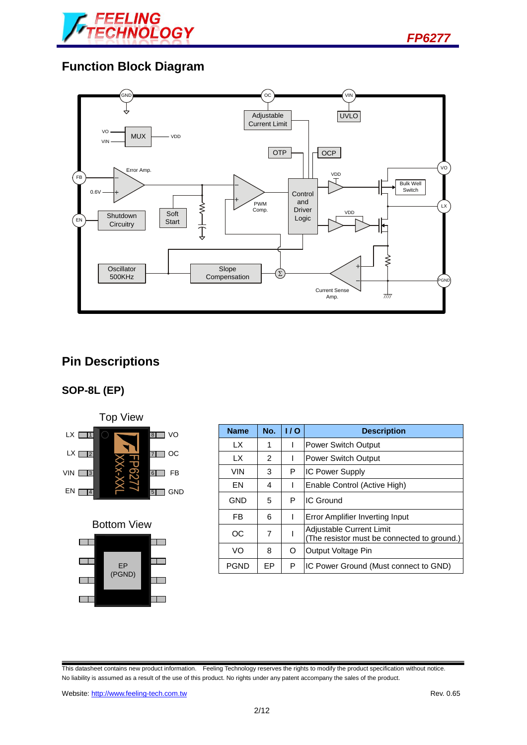## Function Block Diagram

## Pin Descriptions

### SOP-8L (EP)

Top View

Bottom View

| Name | No. | I / O | Description |
|---|---|---|---|
| LX | 1 | I | Power Switch Output |
| LX | 2 | I | Power Switch Output |
| VIN | 3 | P | IC Power Supply |
| EN | 4 | I | Enable Control (Active High) |
| GND | 5 | P | IC Ground |
| FB | 6 | I | Error Amplifier Inverting Input |
| OC | 7 | I | Adjustable Current Limit (The resistor must be connected to ground.) |
| VO | 8 | O | Output Voltage Pin |
| PGND | EP | P | IC Power Ground (Must connect to GND) |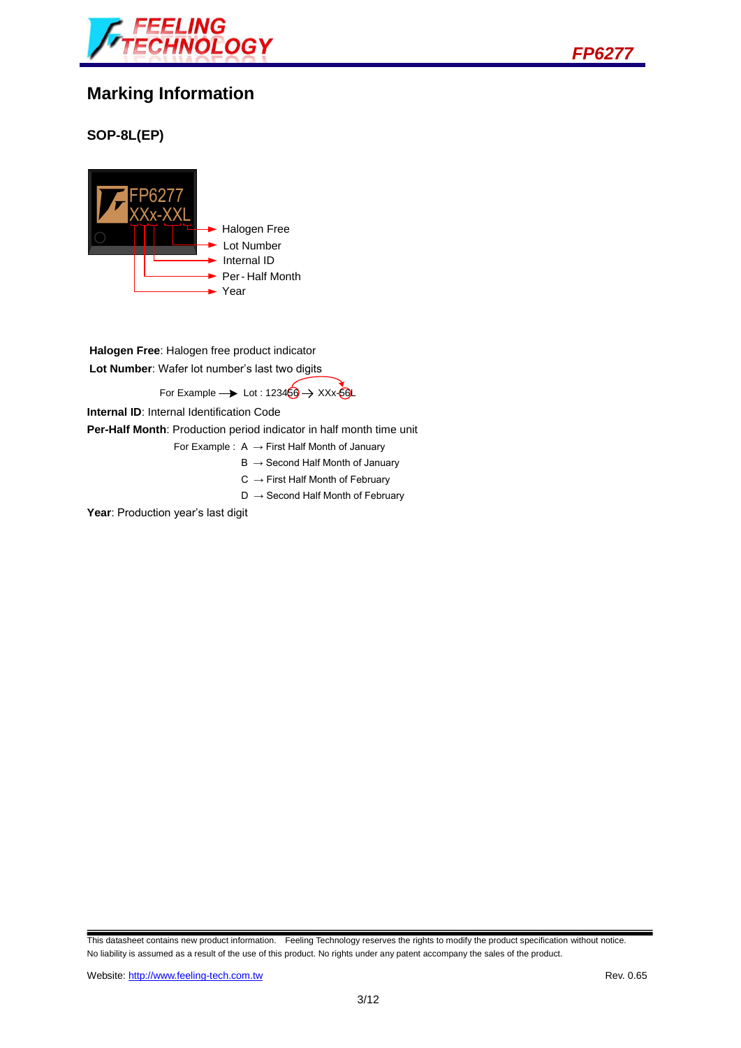# Marking Information

## SOP-8L(EP)

FP6277
XXx-XXL

- Halogen Free
- Lot Number
- Internal ID
- Per - Half Month
- Year

**Halogen Free**: Halogen free product indicator

**Lot Number**: Wafer lot number's last two digits

For Example → Lot : 123456 → XXx-56L

**Internal ID**: Internal Identification Code

**Per-Half Month**: Production period indicator in half month time unit

For Example : A → First Half Month of January

B → Second Half Month of January

C → First Half Month of February

D → Second Half Month of February

**Year**: Production year's last digit

This datasheet contains new product information. Feeling Technology reserves the rights to modify the product specification without notice. No liability is assumed as a result of the use of this product. No rights under any patent accompany the sales of the product.

Website: http://www.feeling-tech.com.tw Rev. 0.65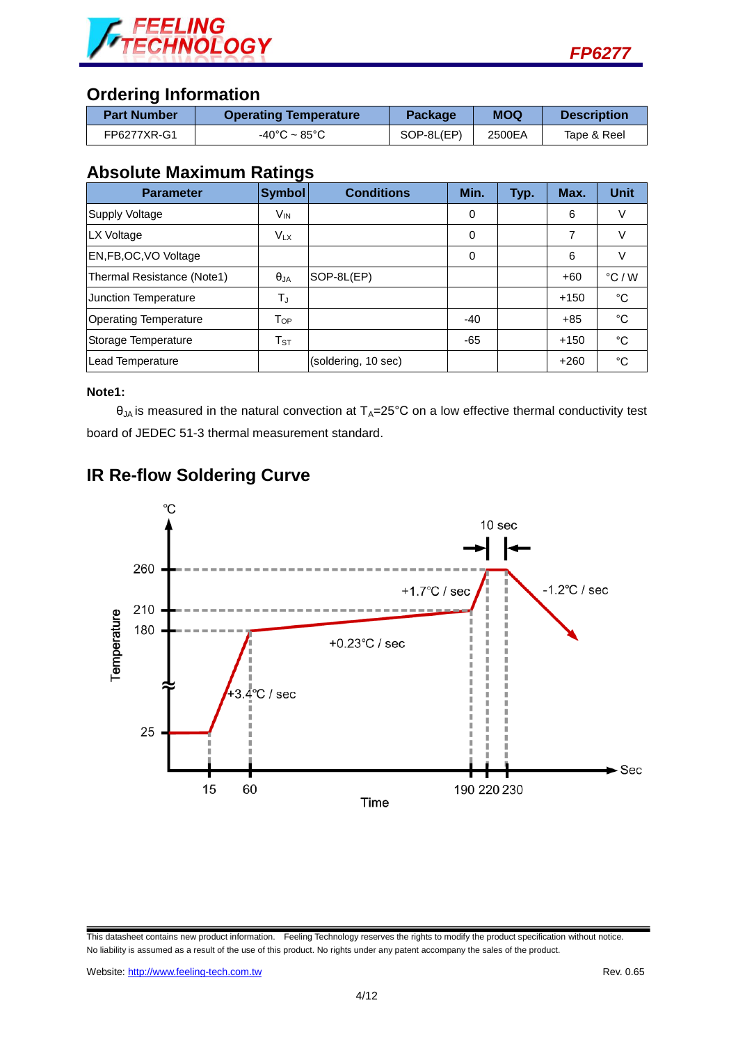## Ordering Information

| Part Number | Operating Temperature | Package | MOQ | Description |
|---|---|---|---|---|
| FP6277XR-G1 | -40°C ~ 85°C | SOP-8L(EP) | 2500EA | Tape & Reel |

## Absolute Maximum Ratings

| Parameter | Symbol | Conditions | Min. | Typ. | Max. | Unit |
|---|---|---|---|---|---|---|
| Supply Voltage | $V_{IN}$ | | 0 | | 6 | V |
| LX Voltage | $V_{LX}$ | | 0 | | 7 | V |
| EN,FB,OC,VO Voltage | | | 0 | | 6 | V |
| Thermal Resistance (Note1) | $\theta_{JA}$ | SOP-8L(EP) | | | +60 | °C / W |
| Junction Temperature | $T_J$ | | | | +150 | °C |
| Operating Temperature | $T_{OP}$ | | -40 | | +85 | °C |
| Storage Temperature | $T_{ST}$ | | -65 | | +150 | °C |
| Lead Temperature | | (soldering, 10 sec) | | | +260 | °C |

**Note1:**

$\theta_{JA}$ is measured in the natural convection at $T_A$=25°C on a low effective thermal conductivity test board of JEDEC 51-3 thermal measurement standard.

## IR Re-flow Soldering Curve

°C

10 sec

260

210

180

25

Temperature

+3.4°C / sec

+0.23°C / sec

+1.7°C / sec

-1.2°C / sec

15 60 190 220 230

Sec

Time

This datasheet contains new product information. Feeling Technology reserves the rights to modify the product specification without notice. No liability is assumed as a result of the use of this product. No rights under any patent accompany the sales of the product.

Website: http://www.feeling-tech.com.tw Rev. 0.65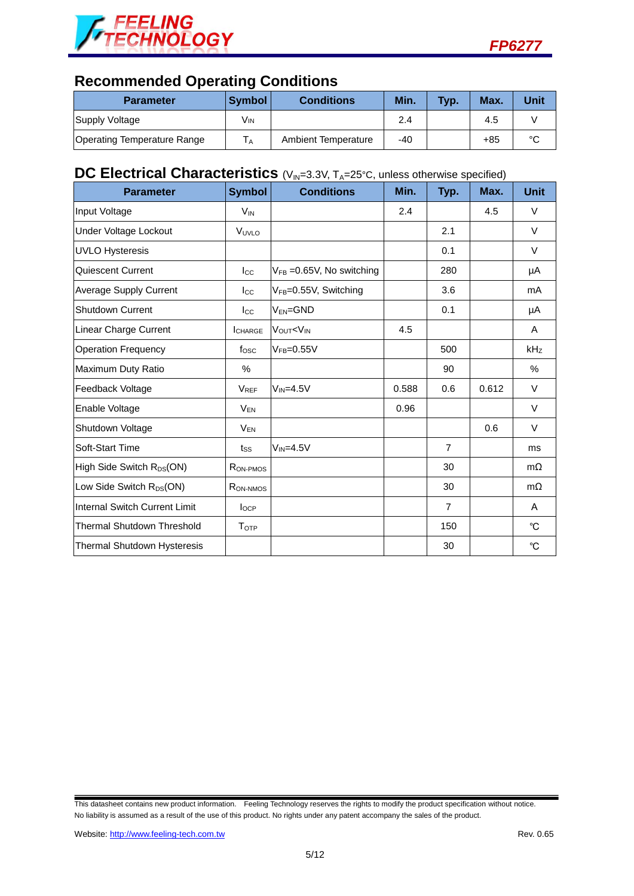## Recommended Operating Conditions

| Parameter | Symbol | Conditions | Min. | Typ. | Max. | Unit |
|---|---|---|---|---|---|---|
| Supply Voltage | $V_{IN}$ | | 2.4 | | 4.5 | V |
| Operating Temperature Range | $T_A$ | Ambient Temperature | -40 | | +85 | °C |

## DC Electrical Characteristics ($V_{IN}$=3.3V, $T_A$=25°C, unless otherwise specified)

| Parameter | Symbol | Conditions | Min. | Typ. | Max. | Unit |
|---|---|---|---|---|---|---|
| Input Voltage | $V_{IN}$ | | 2.4 | | 4.5 | V |
| Under Voltage Lockout | $V_{UVLO}$ | | | 2.1 | | V |
| UVLO Hysteresis | | | | 0.1 | | V |
| Quiescent Current | $I_{CC}$ | $V_{FB}$ =0.65V, No switching | | 280 | | μA |
| Average Supply Current | $I_{CC}$ | $V_{FB}$=0.55V, Switching | | 3.6 | | mA |
| Shutdown Current | $I_{CC}$ | $V_{EN}$=GND | | 0.1 | | μA |
| Linear Charge Current | $I_{CHARGE}$ | $V_{OUT}$<$V_{IN}$ | 4.5 | | | A |
| Operation Frequency | $f_{OSC}$ | $V_{FB}$=0.55V | | 500 | | kHz |
| Maximum Duty Ratio | % | | | 90 | | % |
| Feedback Voltage | $V_{REF}$ | $V_{IN}$=4.5V | 0.588 | 0.6 | 0.612 | V |
| Enable Voltage | $V_{EN}$ | | 0.96 | | | V |
| Shutdown Voltage | $V_{EN}$ | | | | 0.6 | V |
| Soft-Start Time | $t_{SS}$ | $V_{IN}$=4.5V | | 7 | | ms |
| High Side Switch $R_{DS}$(ON) | $R_{ON\text{-}PMOS}$ | | | 30 | | mΩ |
| Low Side Switch $R_{DS}$(ON) | $R_{ON\text{-}NMOS}$ | | | 30 | | mΩ |
| Internal Switch Current Limit | $I_{OCP}$ | | | 7 | | A |
| Thermal Shutdown Threshold | $T_{OTP}$ | | | 150 | | ℃ |
| Thermal Shutdown Hysteresis | | | | 30 | | ℃ |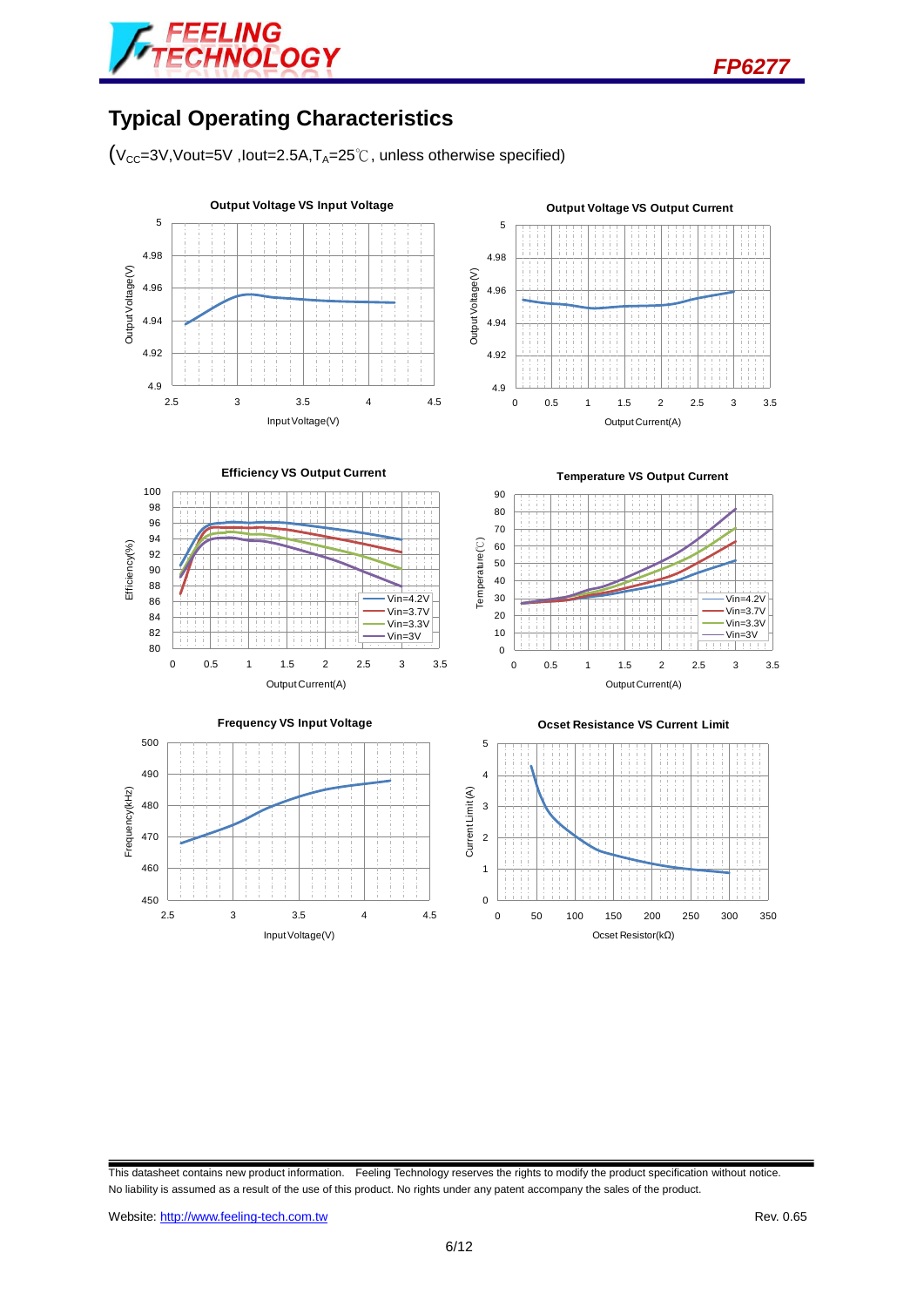## Typical Operating Characteristics

($V_{CC}$=3V,Vout=5V ,Iout=2.5A,$T_A$=25℃, unless otherwise specified)

**Output Voltage VS Input Voltage**

**Output Voltage VS Output Current**

**Efficiency VS Output Current**

**Temperature VS Output Current**

**Frequency VS Input Voltage**

**Ocset Resistance VS Current Limit**

This datasheet contains new product information. Feeling Technology reserves the rights to modify the product specification without notice. No liability is assumed as a result of the use of this product. No rights under any patent accompany the sales of the product.

Website: http://www.feeling-tech.com.tw

Rev. 0.65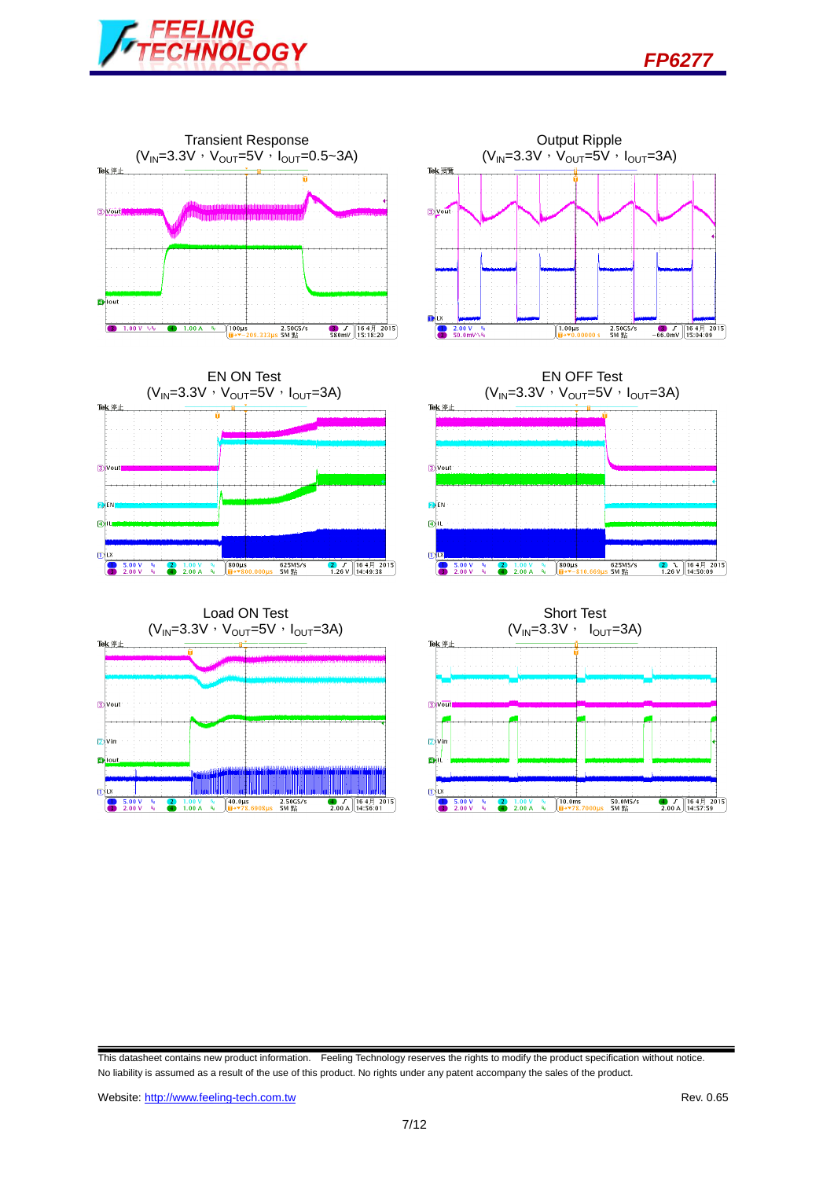Transient Response
($V_{IN}$=3.3V，$V_{OUT}$=5V，$I_{OUT}$=0.5~3A)

Output Ripple
($V_{IN}$=3.3V，$V_{OUT}$=5V，$I_{OUT}$=3A)

EN ON Test
($V_{IN}$=3.3V，$V_{OUT}$=5V，$I_{OUT}$=3A)

EN OFF Test
($V_{IN}$=3.3V，$V_{OUT}$=5V，$I_{OUT}$=3A)

Load ON Test
($V_{IN}$=3.3V，$V_{OUT}$=5V，$I_{OUT}$=3A)

Short Test
($V_{IN}$=3.3V， $I_{OUT}$=3A)

This datasheet contains new product information. Feeling Technology reserves the rights to modify the product specification without notice. No liability is assumed as a result of the use of this product. No rights under any patent accompany the sales of the product.

Website: http://www.feeling-tech.com.tw

Rev. 0.65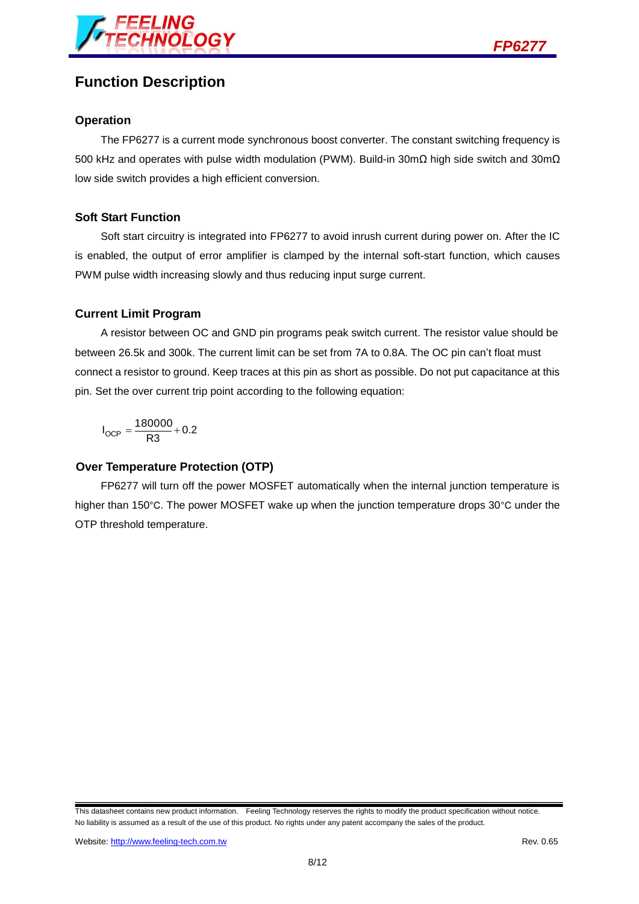## Function Description

### Operation

The FP6277 is a current mode synchronous boost converter. The constant switching frequency is 500 kHz and operates with pulse width modulation (PWM). Build-in 30mΩ high side switch and 30mΩ low side switch provides a high efficient conversion.

### Soft Start Function

Soft start circuitry is integrated into FP6277 to avoid inrush current during power on. After the IC is enabled, the output of error amplifier is clamped by the internal soft-start function, which causes PWM pulse width increasing slowly and thus reducing input surge current.

### Current Limit Program

A resistor between OC and GND pin programs peak switch current. The resistor value should be between 26.5k and 300k. The current limit can be set from 7A to 0.8A. The OC pin can't float must connect a resistor to ground. Keep traces at this pin as short as possible. Do not put capacitance at this pin. Set the over current trip point according to the following equation:

$$I_{OCP} = \frac{180000}{R3} + 0.2$$

### Over Temperature Protection (OTP)

FP6277 will turn off the power MOSFET automatically when the internal junction temperature is higher than 150°C. The power MOSFET wake up when the junction temperature drops 30°C under the OTP threshold temperature.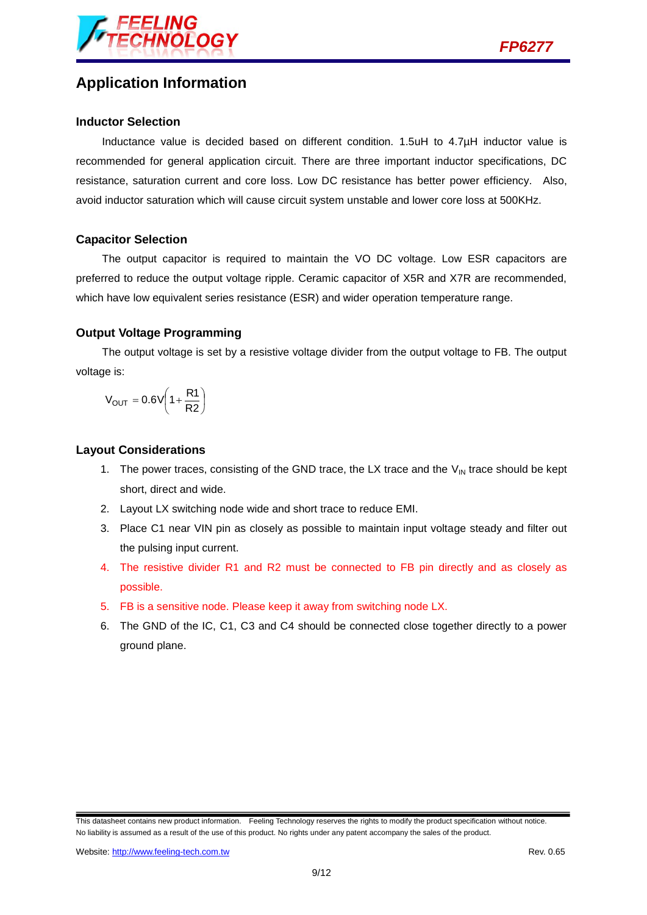## Application Information

### Inductor Selection

Inductance value is decided based on different condition. 1.5uH to 4.7μH inductor value is recommended for general application circuit. There are three important inductor specifications, DC resistance, saturation current and core loss. Low DC resistance has better power efficiency. Also, avoid inductor saturation which will cause circuit system unstable and lower core loss at 500KHz.

### Capacitor Selection

The output capacitor is required to maintain the VO DC voltage. Low ESR capacitors are preferred to reduce the output voltage ripple. Ceramic capacitor of X5R and X7R are recommended, which have low equivalent series resistance (ESR) and wider operation temperature range.

### Output Voltage Programming

The output voltage is set by a resistive voltage divider from the output voltage to FB. The output voltage is:

$$V_{OUT} = 0.6V\left(1 + \frac{R1}{R2}\right)$$

### Layout Considerations

1. The power traces, consisting of the GND trace, the LX trace and the $V_{IN}$ trace should be kept short, direct and wide.
2. Layout LX switching node wide and short trace to reduce EMI.
3. Place C1 near VIN pin as closely as possible to maintain input voltage steady and filter out the pulsing input current.
4. The resistive divider R1 and R2 must be connected to FB pin directly and as closely as possible.
5. FB is a sensitive node. Please keep it away from switching node LX.
6. The GND of the IC, C1, C3 and C4 should be connected close together directly to a power ground plane.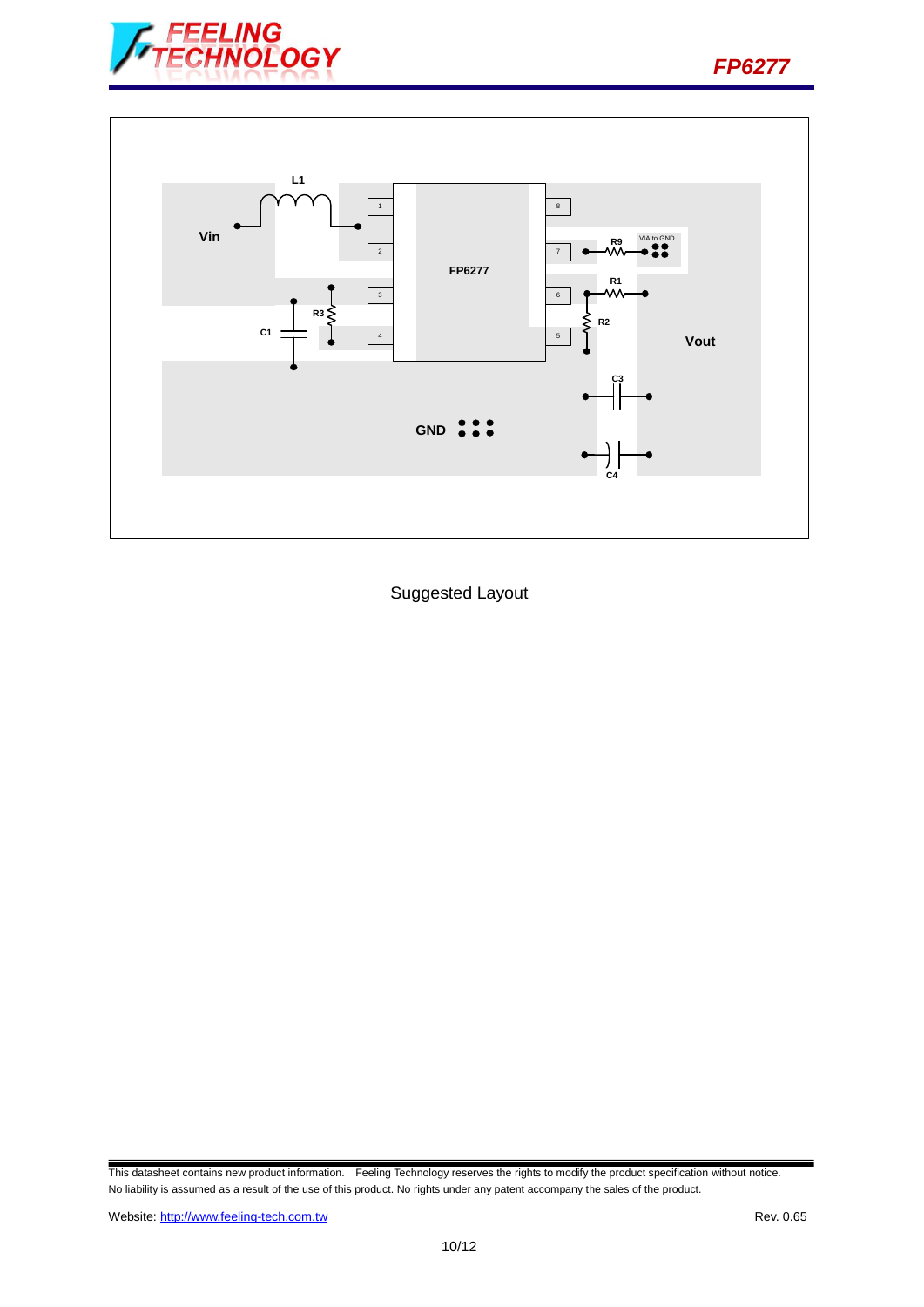Suggested Layout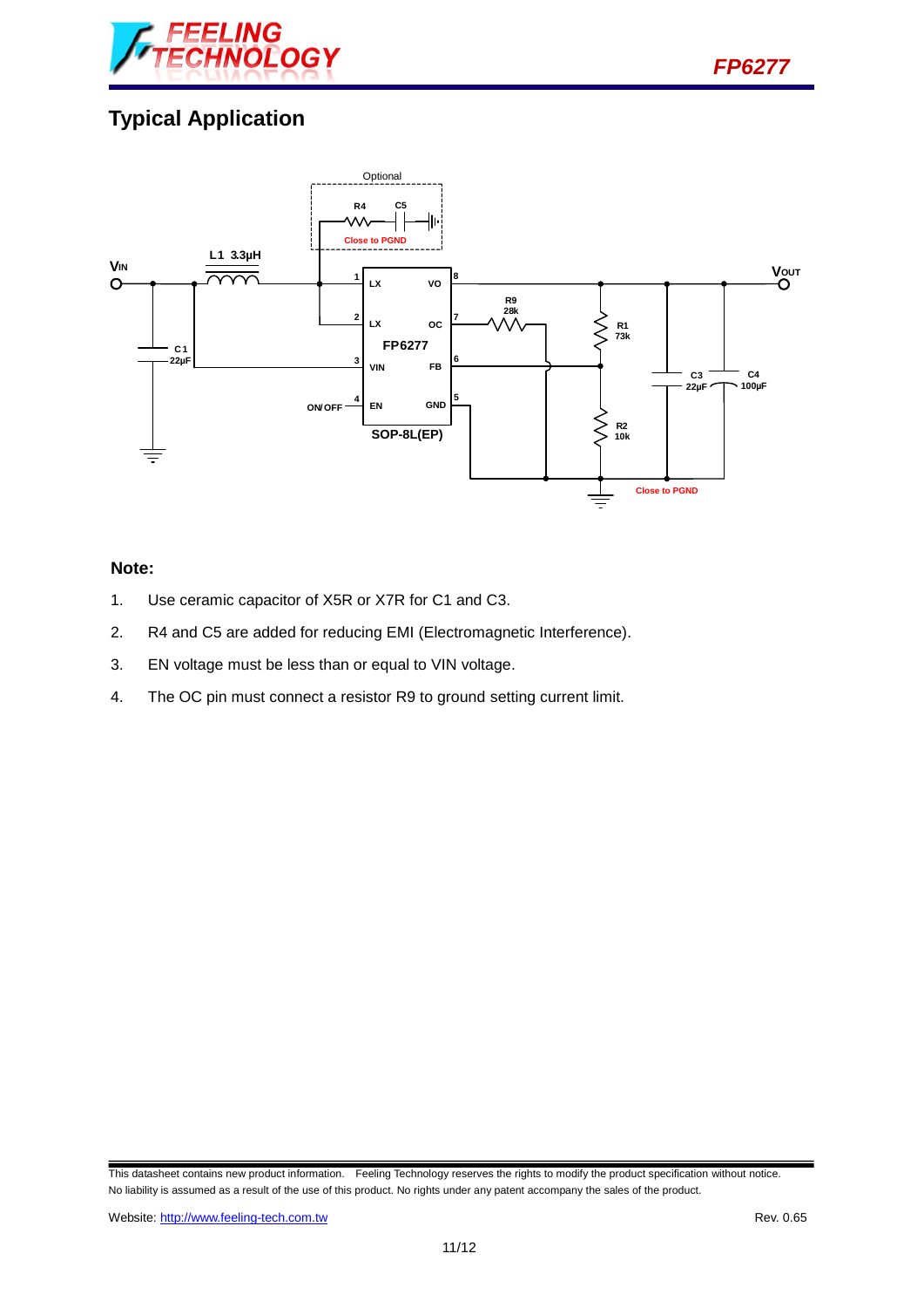## Typical Application

**Note:**

1. Use ceramic capacitor of X5R or X7R for C1 and C3.
2. R4 and C5 are added for reducing EMI (Electromagnetic Interference).
3. EN voltage must be less than or equal to VIN voltage.
4. The OC pin must connect a resistor R9 to ground setting current limit.

This datasheet contains new product information. Feeling Technology reserves the rights to modify the product specification without notice. No liability is assumed as a result of the use of this product. No rights under any patent accompany the sales of the product.

Website: http://www.feeling-tech.com.tw

Rev. 0.65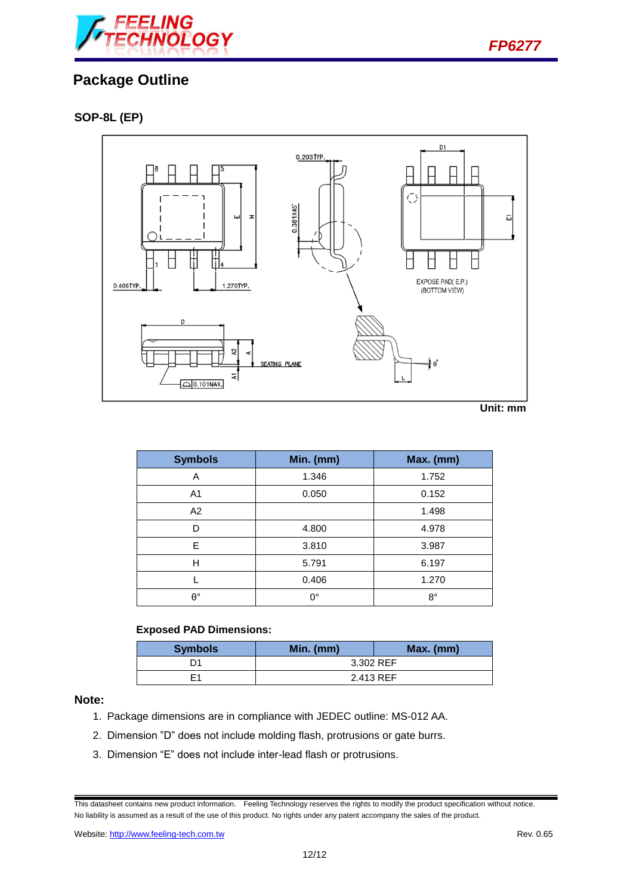# Package Outline

## SOP-8L (EP)

0.203TYP.

D1

0.381X45°

E

H

E1

0.406TYP.

1.270TYP.

EXPOSE PAD( E.P.)
(BOTTOM VIEW)

D

A2

A

A1

SEATING PLANE

0.101MAX.

θ°

L

**Unit: mm**

| Symbols | Min. (mm) | Max. (mm) |
|---|---|---|
| A | 1.346 | 1.752 |
| A1 | 0.050 | 0.152 |
| A2 | | 1.498 |
| D | 4.800 | 4.978 |
| E | 3.810 | 3.987 |
| H | 5.791 | 6.197 |
| L | 0.406 | 1.270 |
| θ° | 0° | 8° |

**Exposed PAD Dimensions:**

| Symbols | Min. (mm) | Max. (mm) |
|---|---|---|
| D1 | 3.302 REF | |
| E1 | 2.413 REF | |

**Note:**

1. Package dimensions are in compliance with JEDEC outline: MS-012 AA.
2. Dimension "D" does not include molding flash, protrusions or gate burrs.
3. Dimension "E" does not include inter-lead flash or protrusions.

This datasheet contains new product information. Feeling Technology reserves the rights to modify the product specification without notice. No liability is assumed as a result of the use of this product. No rights under any patent accompany the sales of the product.

Website: http://www.feeling-tech.com.tw

Rev. 0.65